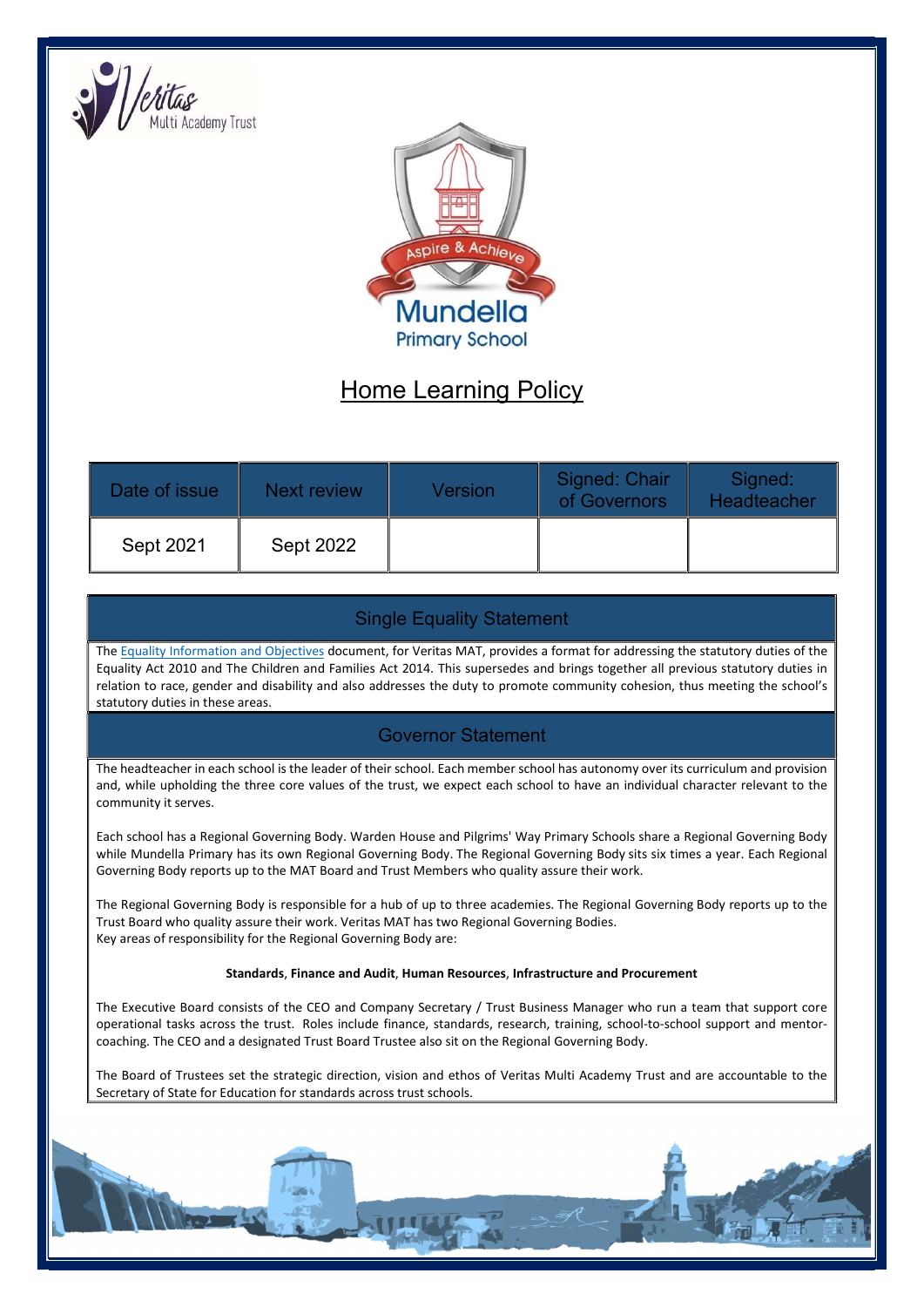Veritas Multi Academy Trust

Mundella Primary School

Aspire & Achieve

# Home Learning Policy

| Date of issue | Next review | Version | Signed: Chair of Governors | Signed: Headteacher |
|---|---|---|---|---|
| Sept 2021 | Sept 2022 | | | |

## Single Equality Statement

The Equality Information and Objectives document, for Veritas MAT, provides a format for addressing the statutory duties of the Equality Act 2010 and The Children and Families Act 2014. This supersedes and brings together all previous statutory duties in relation to race, gender and disability and also addresses the duty to promote community cohesion, thus meeting the school's statutory duties in these areas.

## Governor Statement

The headteacher in each school is the leader of their school. Each member school has autonomy over its curriculum and provision and, while upholding the three core values of the trust, we expect each school to have an individual character relevant to the community it serves.

Each school has a Regional Governing Body. Warden House and Pilgrims' Way Primary Schools share a Regional Governing Body while Mundella Primary has its own Regional Governing Body. The Regional Governing Body sits six times a year. Each Regional Governing Body reports up to the MAT Board and Trust Members who quality assure their work.

The Regional Governing Body is responsible for a hub of up to three academies. The Regional Governing Body reports up to the Trust Board who quality assure their work. Veritas MAT has two Regional Governing Bodies.
Key areas of responsibility for the Regional Governing Body are:

**Standards**, **Finance and Audit**, **Human Resources**, **Infrastructure and Procurement**

The Executive Board consists of the CEO and Company Secretary / Trust Business Manager who run a team that support core operational tasks across the trust. Roles include finance, standards, research, training, school-to-school support and mentor-coaching. The CEO and a designated Trust Board Trustee also sit on the Regional Governing Body.

The Board of Trustees set the strategic direction, vision and ethos of Veritas Multi Academy Trust and are accountable to the Secretary of State for Education for standards across trust schools.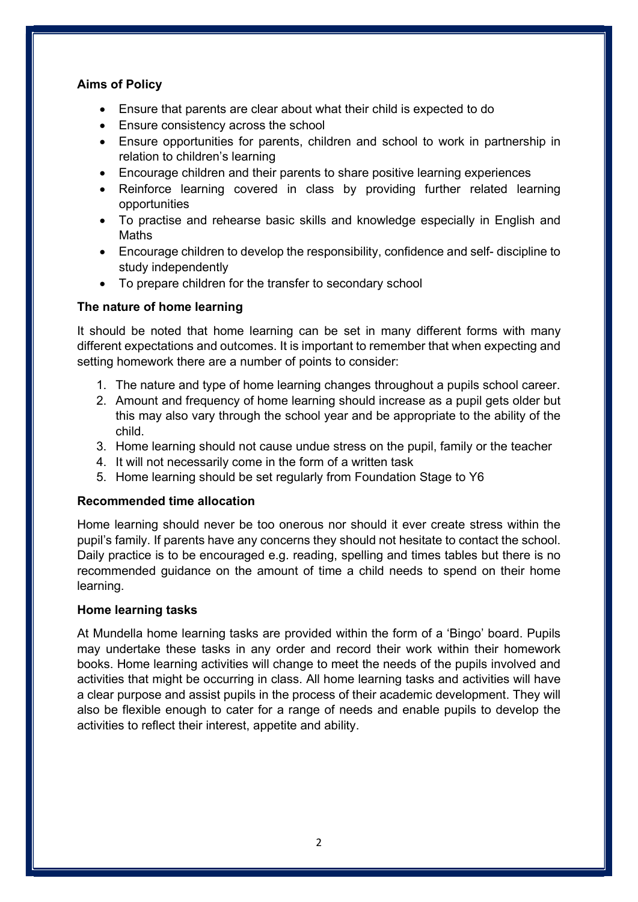### Aims of Policy

- Ensure that parents are clear about what their child is expected to do
- Ensure consistency across the school
- Ensure opportunities for parents, children and school to work in partnership in relation to children's learning
- Encourage children and their parents to share positive learning experiences
- Reinforce learning covered in class by providing further related learning opportunities
- To practise and rehearse basic skills and knowledge especially in English and Maths
- Encourage children to develop the responsibility, confidence and self- discipline to study independently
- To prepare children for the transfer to secondary school

### The nature of home learning

It should be noted that home learning can be set in many different forms with many different expectations and outcomes. It is important to remember that when expecting and setting homework there are a number of points to consider:

1. The nature and type of home learning changes throughout a pupils school career.
2. Amount and frequency of home learning should increase as a pupil gets older but this may also vary through the school year and be appropriate to the ability of the child.
3. Home learning should not cause undue stress on the pupil, family or the teacher
4. It will not necessarily come in the form of a written task
5. Home learning should be set regularly from Foundation Stage to Y6

### Recommended time allocation

Home learning should never be too onerous nor should it ever create stress within the pupil's family. If parents have any concerns they should not hesitate to contact the school. Daily practice is to be encouraged e.g. reading, spelling and times tables but there is no recommended guidance on the amount of time a child needs to spend on their home learning.

### Home learning tasks

At Mundella home learning tasks are provided within the form of a 'Bingo' board. Pupils may undertake these tasks in any order and record their work within their homework books. Home learning activities will change to meet the needs of the pupils involved and activities that might be occurring in class. All home learning tasks and activities will have a clear purpose and assist pupils in the process of their academic development. They will also be flexible enough to cater for a range of needs and enable pupils to develop the activities to reflect their interest, appetite and ability.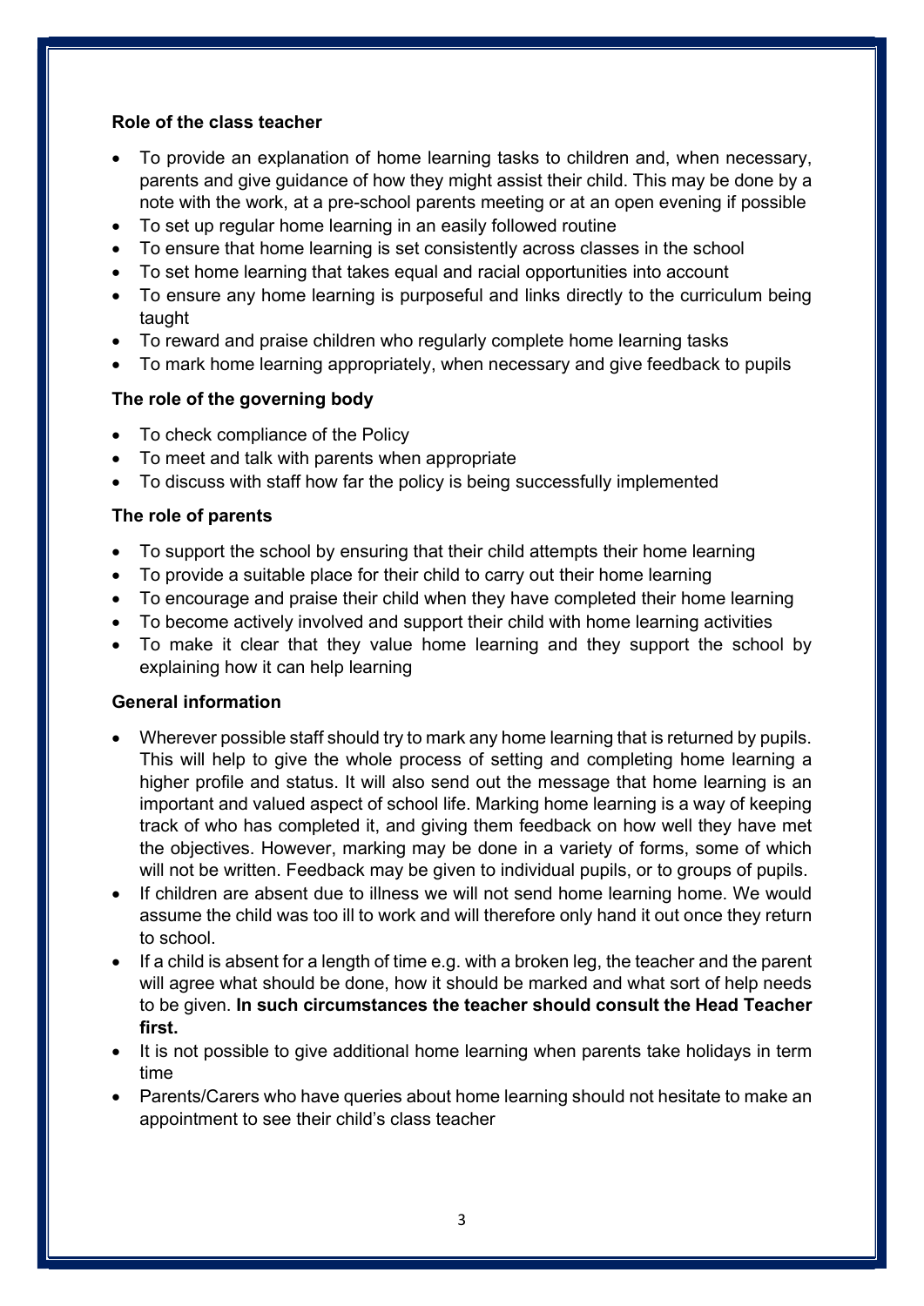**Role of the class teacher**

- To provide an explanation of home learning tasks to children and, when necessary, parents and give guidance of how they might assist their child. This may be done by a note with the work, at a pre-school parents meeting or at an open evening if possible
- To set up regular home learning in an easily followed routine
- To ensure that home learning is set consistently across classes in the school
- To set home learning that takes equal and racial opportunities into account
- To ensure any home learning is purposeful and links directly to the curriculum being taught
- To reward and praise children who regularly complete home learning tasks
- To mark home learning appropriately, when necessary and give feedback to pupils

**The role of the governing body**

- To check compliance of the Policy
- To meet and talk with parents when appropriate
- To discuss with staff how far the policy is being successfully implemented

**The role of parents**

- To support the school by ensuring that their child attempts their home learning
- To provide a suitable place for their child to carry out their home learning
- To encourage and praise their child when they have completed their home learning
- To become actively involved and support their child with home learning activities
- To make it clear that they value home learning and they support the school by explaining how it can help learning

**General information**

- Wherever possible staff should try to mark any home learning that is returned by pupils. This will help to give the whole process of setting and completing home learning a higher profile and status. It will also send out the message that home learning is an important and valued aspect of school life. Marking home learning is a way of keeping track of who has completed it, and giving them feedback on how well they have met the objectives. However, marking may be done in a variety of forms, some of which will not be written. Feedback may be given to individual pupils, or to groups of pupils.
- If children are absent due to illness we will not send home learning home. We would assume the child was too ill to work and will therefore only hand it out once they return to school.
- If a child is absent for a length of time e.g. with a broken leg, the teacher and the parent will agree what should be done, how it should be marked and what sort of help needs to be given. **In such circumstances the teacher should consult the Head Teacher first.**
- It is not possible to give additional home learning when parents take holidays in term time
- Parents/Carers who have queries about home learning should not hesitate to make an appointment to see their child's class teacher